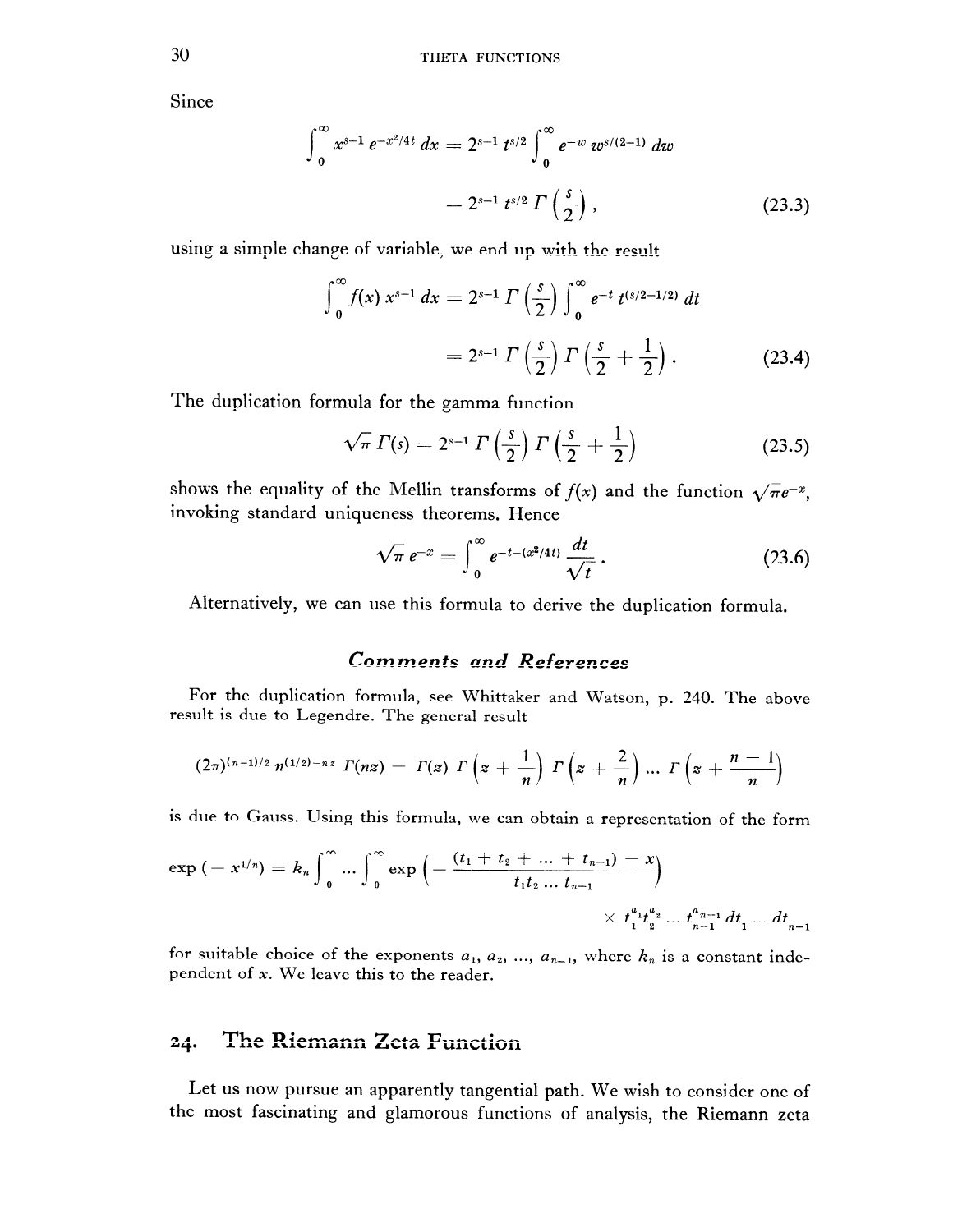Since

$$\int_0^\infty x^{s-1}\, e^{-x^2/4t}\, dx = 2^{s-1}\, t^{s/2} \int_0^\infty e^{-w}\, w^{s/(2-1)}\, dw$$

$$= 2^{s-1}\, t^{s/2}\, \Gamma\left(\frac{s}{2}\right), \tag{23.3}$$

using a simple change of variable, we end up with the result

$$\int_0^\infty f(x)\, x^{s-1}\, dx = 2^{s-1}\, \Gamma\left(\frac{s}{2}\right) \int_0^\infty e^{-t}\, t^{(s/2-1/2)}\, dt$$

$$= 2^{s-1}\, \Gamma\left(\frac{s}{2}\right) \Gamma\left(\frac{s}{2} + \frac{1}{2}\right). \tag{23.4}$$

The duplication formula for the gamma function

$$\sqrt{\pi}\, \Gamma(s) = 2^{s-1}\, \Gamma\left(\frac{s}{2}\right) \Gamma\left(\frac{s}{2} + \frac{1}{2}\right) \tag{23.5}$$

shows the equality of the Mellin transforms of $f(x)$ and the function $\sqrt{\pi} e^{-x}$, invoking standard uniqueness theorems. Hence

$$\sqrt{\pi}\, e^{-x} = \int_0^\infty e^{-t-(x^2/4t)}\, \frac{dt}{\sqrt{t}}. \tag{23.6}$$

Alternatively, we can use this formula to derive the duplication formula.

### *Comments and References*

For the duplication formula, see Whittaker and Watson, p. 240. The above result is due to Legendre. The general result

$$(2\pi)^{(n-1)/2}\, n^{(1/2)-nz}\, \Gamma(nz) = \Gamma(z)\, \Gamma\left(z + \frac{1}{n}\right) \Gamma\left(z + \frac{2}{n}\right) \dots \Gamma\left(z + \frac{n-1}{n}\right)$$

is due to Gauss. Using this formula, we can obtain a representation of the form

$$\exp\left(-x^{1/n}\right) = k_n \int_0^\infty \dots \int_0^\infty \exp\left(-\frac{(t_1 + t_2 + \dots + t_{n-1}) - x}{t_1 t_2 \dots t_{n-1}}\right)$$

$$\times\, t_1^{a_1} t_2^{a_2} \dots t_{n-1}^{a_{n-1}}\, dt_1 \dots dt_{n-1}$$

for suitable choice of the exponents $a_1, a_2, \dots, a_{n-1}$, where $k_n$ is a constant independent of $x$. We leave this to the reader.

## 24. The Riemann Zeta Function

Let us now pursue an apparently tangential path. We wish to consider one of the most fascinating and glamorous functions of analysis, the Riemann zeta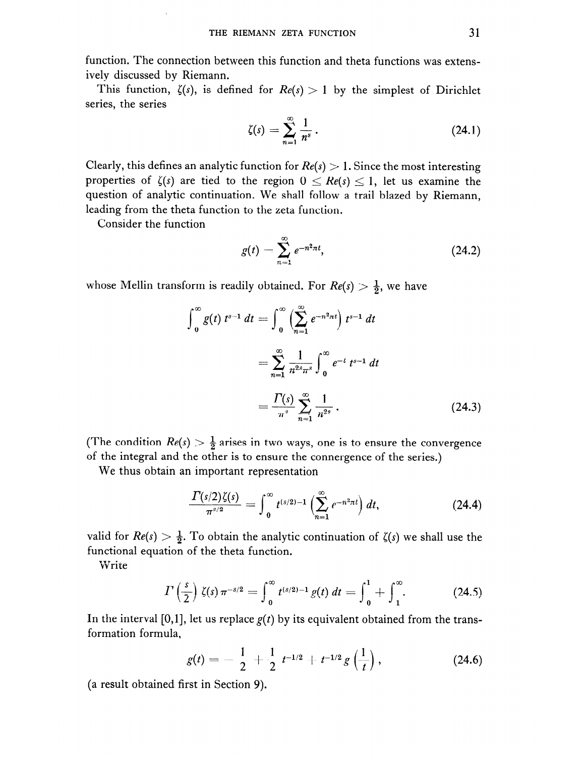function. The connection between this function and theta functions was extensively discussed by Riemann.

This function, $\zeta(s)$, is defined for $Re(s) > 1$ by the simplest of Dirichlet series, the series

$$\zeta(s) = \sum_{n=1}^{\infty} \frac{1}{n^s}. \tag{24.1}$$

Clearly, this defines an analytic function for $Re(s) > 1$. Since the most interesting properties of $\zeta(s)$ are tied to the region $0 \leq Re(s) \leq 1$, let us examine the question of analytic continuation. We shall follow a trail blazed by Riemann, leading from the theta function to the zeta function.

Consider the function

$$g(t) = \sum_{n=1}^{\infty} e^{-n^2 \pi t}, \tag{24.2}$$

whose Mellin transform is readily obtained. For $Re(s) > \frac{1}{2}$, we have

$$\begin{aligned}
\int_0^{\infty} g(t)\, t^{s-1}\, dt &= \int_0^{\infty} \left( \sum_{n=1}^{\infty} e^{-n^2 \pi t} \right) t^{s-1}\, dt \\
&= \sum_{n=1}^{\infty} \frac{1}{n^{2s} \pi^s} \int_0^{\infty} e^{-t}\, t^{s-1}\, dt \\
&= \frac{\Gamma(s)}{\pi^s} \sum_{n=1}^{\infty} \frac{1}{n^{2s}}.
\end{aligned} \tag{24.3}$$

(The condition $Re(s) > \frac{1}{2}$ arises in two ways, one is to ensure the convergence of the integral and the other is to ensure the connergence of the series.)

We thus obtain an important representation

$$\frac{\Gamma(s/2)\zeta(s)}{\pi^{s/2}} = \int_0^{\infty} t^{(s/2)-1} \left( \sum_{n=1}^{\infty} e^{-n^2 \pi t} \right) dt, \tag{24.4}$$

valid for $Re(s) > \frac{1}{2}$. To obtain the analytic continuation of $\zeta(s)$ we shall use the functional equation of the theta function.

Write

$$\Gamma\left(\frac{s}{2}\right) \zeta(s)\, \pi^{-s/2} = \int_0^{\infty} t^{(s/2)-1} g(t)\, dt = \int_0^1 + \int_1^{\infty}. \tag{24.5}$$

In the interval $[0,1]$, let us replace $g(t)$ by its equivalent obtained from the transformation formula,

$$g(t) = -\frac{1}{2} + \frac{1}{2}\, t^{-1/2} + t^{-1/2} g\left(\frac{1}{t}\right), \tag{24.6}$$

(a result obtained first in Section 9).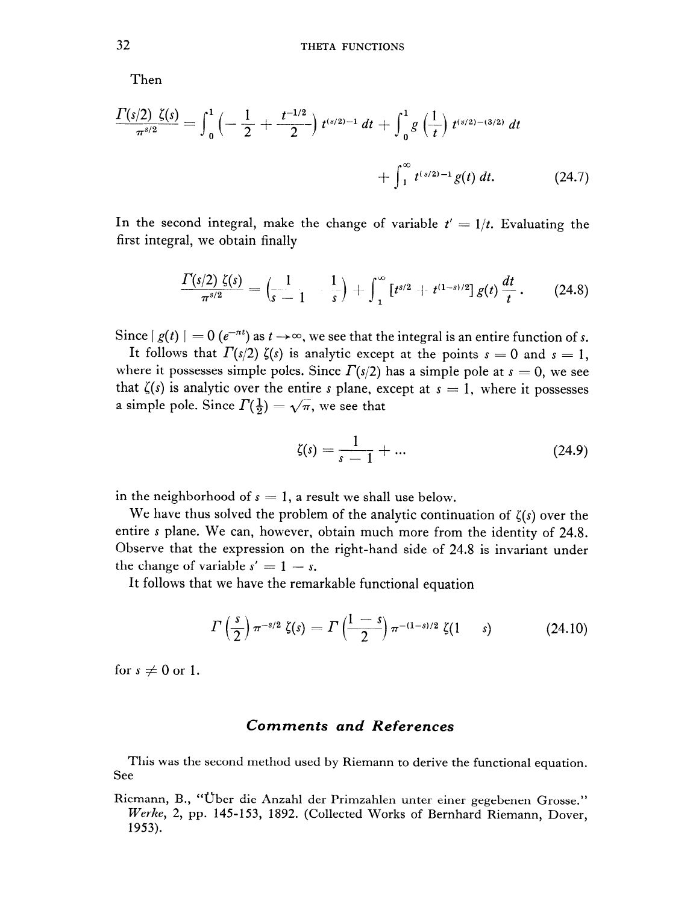Then

$$\frac{\Gamma(s/2)\,\zeta(s)}{\pi^{s/2}} = \int_0^1 \left(-\frac{1}{2} + \frac{t^{-1/2}}{2}\right) t^{(s/2)-1}\,dt + \int_0^1 g\left(\frac{1}{t}\right) t^{(s/2)-(3/2)}\,dt$$

$$+ \int_1^\infty t^{(s/2)-1} g(t)\,dt. \tag{24.7}$$

In the second integral, make the change of variable $t' = 1/t$. Evaluating the first integral, we obtain finally

$$\frac{\Gamma(s/2)\,\zeta(s)}{\pi^{s/2}} = \left(\frac{1}{s-1} - \frac{1}{s}\right) + \int_1^\infty [t^{s/2} + t^{(1-s)/2}]\, g(t)\,\frac{dt}{t}. \tag{24.8}$$

Since $|\,g(t)\,| = 0\,(e^{-\pi t})$ as $t \to \infty$, we see that the integral is an entire function of $s$.

It follows that $\Gamma(s/2)\,\zeta(s)$ is analytic except at the points $s = 0$ and $s = 1$, where it possesses simple poles. Since $\Gamma(s/2)$ has a simple pole at $s = 0$, we see that $\zeta(s)$ is analytic over the entire $s$ plane, except at $s = 1$, where it possesses a simple pole. Since $\Gamma(\frac{1}{2}) = \sqrt{\pi}$, we see that

$$\zeta(s) = \frac{1}{s-1} + \ldots \tag{24.9}$$

in the neighborhood of $s = 1$, a result we shall use below.

We have thus solved the problem of the analytic continuation of $\zeta(s)$ over the entire $s$ plane. We can, however, obtain much more from the identity of 24.8. Observe that the expression on the right-hand side of 24.8 is invariant under the change of variable $s' = 1 - s$.

It follows that we have the remarkable functional equation

$$\Gamma\left(\frac{s}{2}\right) \pi^{-s/2}\,\zeta(s) = \Gamma\left(\frac{1-s}{2}\right) \pi^{-(1-s)/2}\,\zeta(1-s) \tag{24.10}$$

for $s \neq 0$ or $1$.

### *Comments and References*

This was the second method used by Riemann to derive the functional equation. See

Riemann, B., "Über die Anzahl der Primzahlen unter einer gegebenen Grosse." *Werke*, 2, pp. 145-153, 1892. (Collected Works of Bernhard Riemann, Dover, 1953).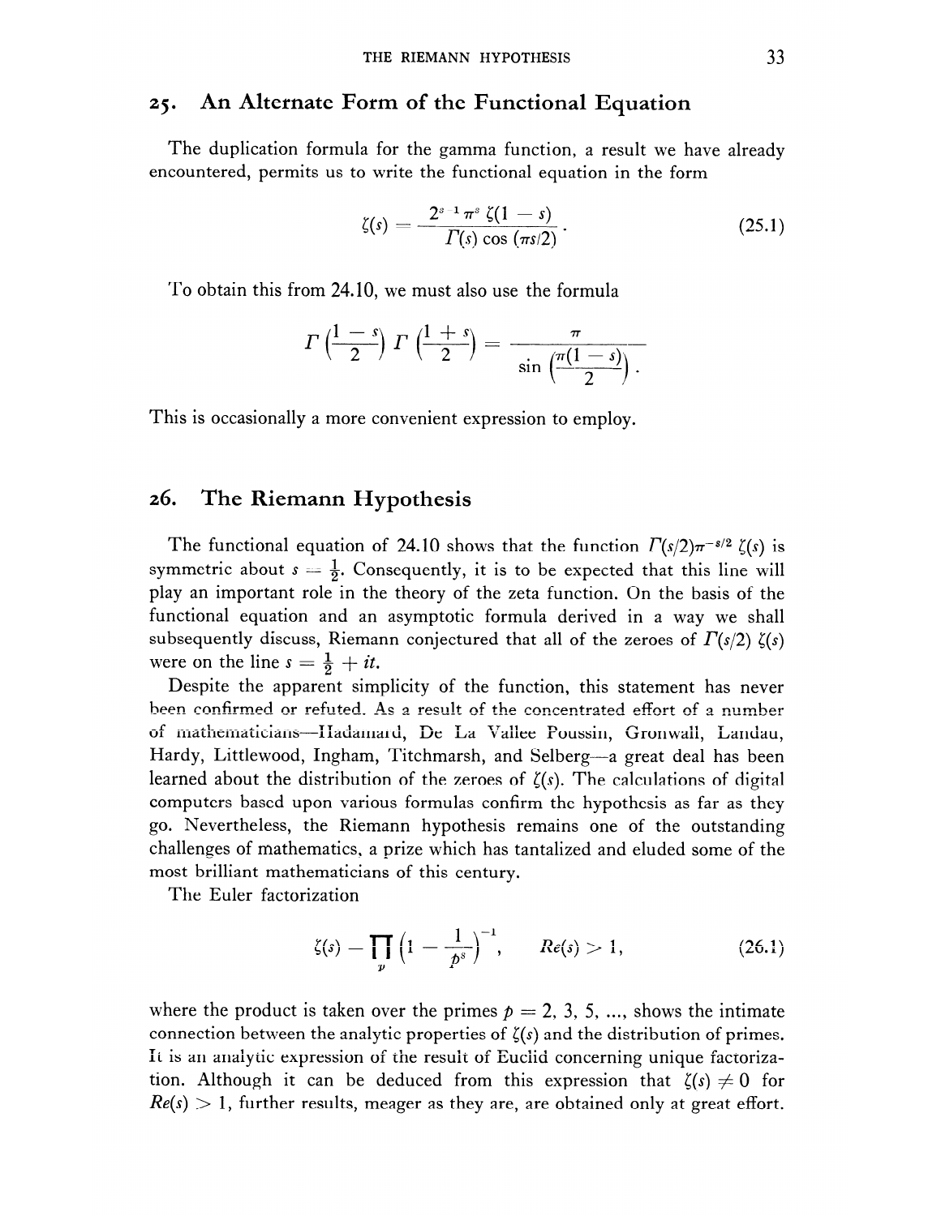## 25. An Alternate Form of the Functional Equation

The duplication formula for the gamma function, a result we have already encountered, permits us to write the functional equation in the form

$$\zeta(s) = \frac{2^{s-1}\pi^s \zeta(1-s)}{\Gamma(s)\cos(\pi s/2)}. \tag{25.1}$$

To obtain this from 24.10, we must also use the formula

$$\Gamma\left(\frac{1-s}{2}\right)\Gamma\left(\frac{1+s}{2}\right) = \frac{\pi}{\sin\left(\frac{\pi(1-s)}{2}\right)}.$$

This is occasionally a more convenient expression to employ.

## 26. The Riemann Hypothesis

The functional equation of 24.10 shows that the function $\Gamma(s/2)\pi^{-s/2}\zeta(s)$ is symmetric about $s = \frac{1}{2}$. Consequently, it is to be expected that this line will play an important role in the theory of the zeta function. On the basis of the functional equation and an asymptotic formula derived in a way we shall subsequently discuss, Riemann conjectured that all of the zeroes of $\Gamma(s/2)\zeta(s)$ were on the line $s = \frac{1}{2} + it$.

Despite the apparent simplicity of the function, this statement has never been confirmed or refuted. As a result of the concentrated effort of a number of mathematicians—Hadamard, De La Vallee Poussin, Gronwall, Landau, Hardy, Littlewood, Ingham, Titchmarsh, and Selberg—a great deal has been learned about the distribution of the zeroes of $\zeta(s)$. The calculations of digital computers based upon various formulas confirm the hypothesis as far as they go. Nevertheless, the Riemann hypothesis remains one of the outstanding challenges of mathematics, a prize which has tantalized and eluded some of the most brilliant mathematicians of this century.

The Euler factorization

$$\zeta(s) = \prod_p \left(1 - \frac{1}{p^s}\right)^{-1}, \qquad Re(s) > 1, \tag{26.1}$$

where the product is taken over the primes $p = 2, 3, 5, \ldots$, shows the intimate connection between the analytic properties of $\zeta(s)$ and the distribution of primes. It is an analytic expression of the result of Euclid concerning unique factorization. Although it can be deduced from this expression that $\zeta(s) \neq 0$ for $Re(s) > 1$, further results, meager as they are, are obtained only at great effort.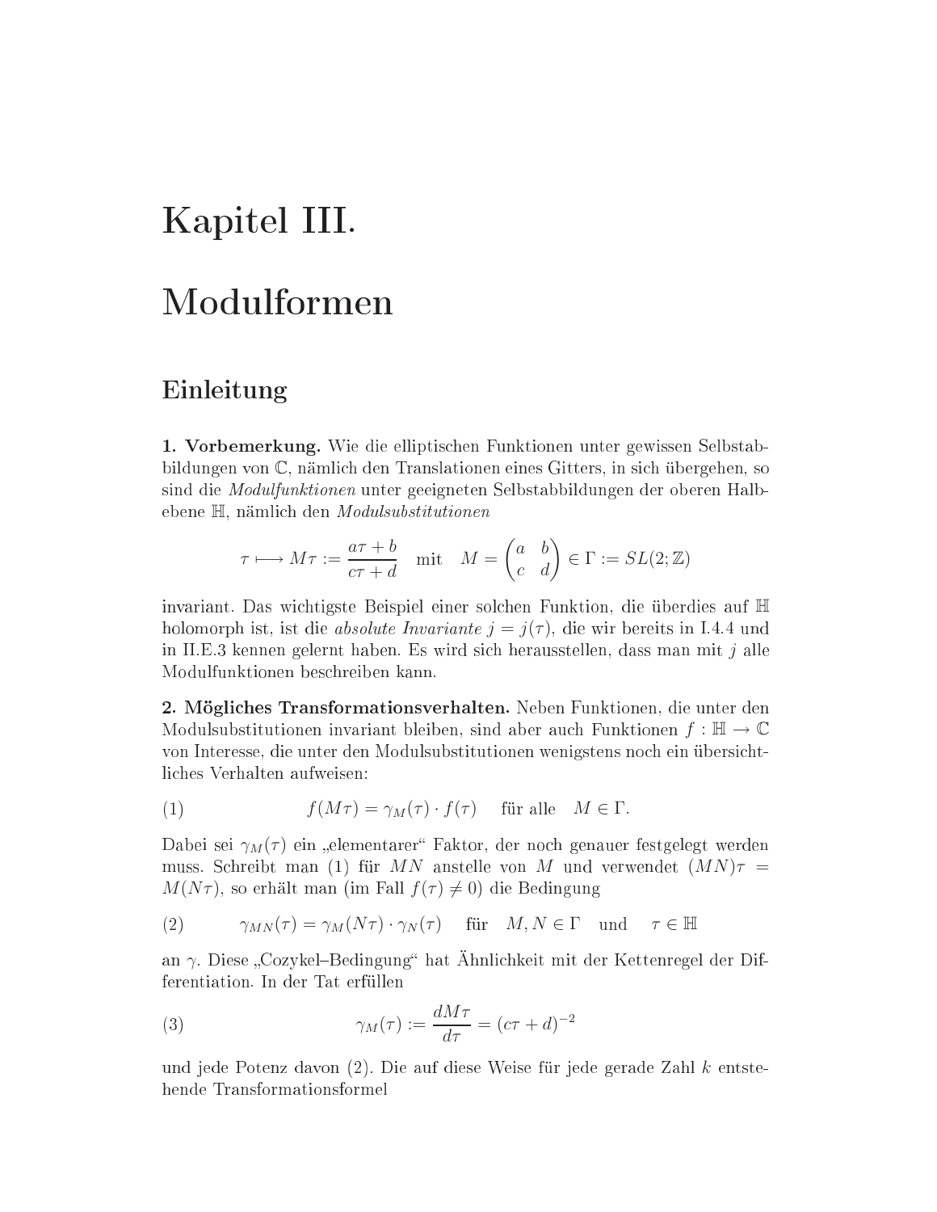# Kapitel III.

# Modulformen

## Einleitung

**1. Vorbemerkung.** Wie die elliptischen Funktionen unter gewissen Selbstabbildungen von $\mathbb{C}$, nämlich den Translationen eines Gitters, in sich übergehen, so sind die *Modulfunktionen* unter geeigneten Selbstabbildungen der oberen Halbebene $\mathbb{H}$, nämlich den *Modulsubstitutionen*

$$\tau \longmapsto M\tau := \frac{a\tau + b}{c\tau + d} \quad \text{mit} \quad M = \begin{pmatrix} a & b \\ c & d \end{pmatrix} \in \Gamma := SL(2;\mathbb{Z})$$

invariant. Das wichtigste Beispiel einer solchen Funktion, die überdies auf $\mathbb{H}$ holomorph ist, ist die *absolute Invariante* $j = j(\tau)$, die wir bereits in I.4.4 und in II.E.3 kennen gelernt haben. Es wird sich herausstellen, dass man mit $j$ alle Modulfunktionen beschreiben kann.

**2. Mögliches Transformationsverhalten.** Neben Funktionen, die unter den Modulsubstitutionen invariant bleiben, sind aber auch Funktionen $f : \mathbb{H} \to \mathbb{C}$ von Interesse, die unter den Modulsubstitutionen wenigstens noch ein übersichtliches Verhalten aufweisen:

$$f(M\tau) = \gamma_M(\tau) \cdot f(\tau) \quad \text{für alle} \quad M \in \Gamma. \tag{1}$$

Dabei sei $\gamma_M(\tau)$ ein „elementarer“ Faktor, der noch genauer festgelegt werden muss. Schreibt man (1) für $MN$ anstelle von $M$ und verwendet $(MN)\tau = M(N\tau)$, so erhält man (im Fall $f(\tau) \neq 0$) die Bedingung

$$\gamma_{MN}(\tau) = \gamma_M(N\tau) \cdot \gamma_N(\tau) \quad \text{für} \quad M, N \in \Gamma \quad \text{und} \quad \tau \in \mathbb{H} \tag{2}$$

an $\gamma$. Diese „Cozykel–Bedingung“ hat Ähnlichkeit mit der Kettenregel der Differentiation. In der Tat erfüllen

$$\gamma_M(\tau) := \frac{dM\tau}{d\tau} = (c\tau + d)^{-2} \tag{3}$$

und jede Potenz davon (2). Die auf diese Weise für jede gerade Zahl $k$ entstehende Transformationsformel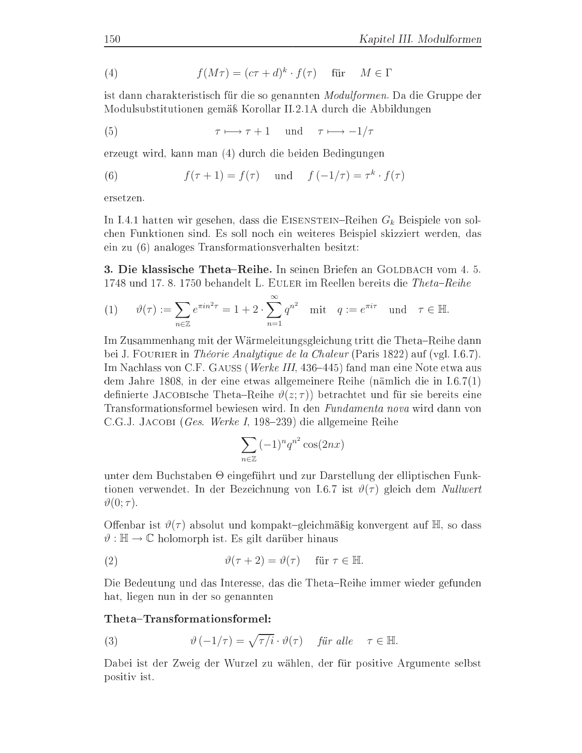$$f(M\tau) = (c\tau + d)^k \cdot f(\tau) \quad \text{für} \quad M \in \Gamma \tag{4}$$

ist dann charakteristisch für die so genannten *Modulformen*. Da die Gruppe der Modulsubstitutionen gemäß Korollar II.2.1A durch die Abbildungen

$$\tau \longmapsto \tau + 1 \quad \text{und} \quad \tau \longmapsto -1/\tau \tag{5}$$

erzeugt wird, kann man (4) durch die beiden Bedingungen

$$f(\tau + 1) = f(\tau) \quad \text{und} \quad f(-1/\tau) = \tau^k \cdot f(\tau) \tag{6}$$

ersetzen.

In I.4.1 hatten wir gesehen, dass die Eisenstein–Reihen $G_k$ Beispiele von solchen Funktionen sind. Es soll noch ein weiteres Beispiel skizziert werden, das ein zu (6) analoges Transformationsverhalten besitzt:

**3. Die klassische Theta–Reihe.** In seinen Briefen an Goldbach vom 4. 5. 1748 und 17. 8. 1750 behandelt L. Euler im Reellen bereits die *Theta–Reihe*

$$\vartheta(\tau) := \sum_{n \in \mathbb{Z}} e^{\pi i n^2 \tau} = 1 + 2 \cdot \sum_{n=1}^{\infty} q^{n^2} \quad \text{mit} \quad q := e^{\pi i \tau} \quad \text{und} \quad \tau \in \mathbb{H}. \tag{1}$$

Im Zusammenhang mit der Wärmeleitungsgleichung tritt die Theta–Reihe dann bei J. Fourier in *Théorie Analytique de la Chaleur* (Paris 1822) auf (vgl. I.6.7). Im Nachlass von C.F. Gauss (*Werke III*, 436–445) fand man eine Note etwa aus dem Jahre 1808, in der eine etwas allgemeinere Reihe (nämlich die in I.6.7(1) definierte Jacobische Theta–Reihe $\vartheta(z;\tau)$) betrachtet und für sie bereits eine Transformationsformel bewiesen wird. In den *Fundamenta nova* wird dann von C.G.J. Jacobi (*Ges. Werke I*, 198–239) die allgemeine Reihe

$$\sum_{n \in \mathbb{Z}} (-1)^n q^{n^2} \cos(2nx)$$

unter dem Buchstaben $\Theta$ eingeführt und zur Darstellung der elliptischen Funktionen verwendet. In der Bezeichnung von I.6.7 ist $\vartheta(\tau)$ gleich dem *Nullwert* $\vartheta(0;\tau)$.

Offenbar ist $\vartheta(\tau)$ absolut und kompakt–gleichmäßig konvergent auf $\mathbb{H}$, so dass $\vartheta : \mathbb{H} \to \mathbb{C}$ holomorph ist. Es gilt darüber hinaus

$$\vartheta(\tau + 2) = \vartheta(\tau) \quad \text{für } \tau \in \mathbb{H}. \tag{2}$$

Die Bedeutung und das Interesse, das die Theta–Reihe immer wieder gefunden hat, liegen nun in der so genannten

**Theta–Transformationsformel:**

$$\vartheta(-1/\tau) = \sqrt{\tau/i} \cdot \vartheta(\tau) \quad \textit{für alle} \quad \tau \in \mathbb{H}. \tag{3}$$

Dabei ist der Zweig der Wurzel zu wählen, der für positive Argumente selbst positiv ist.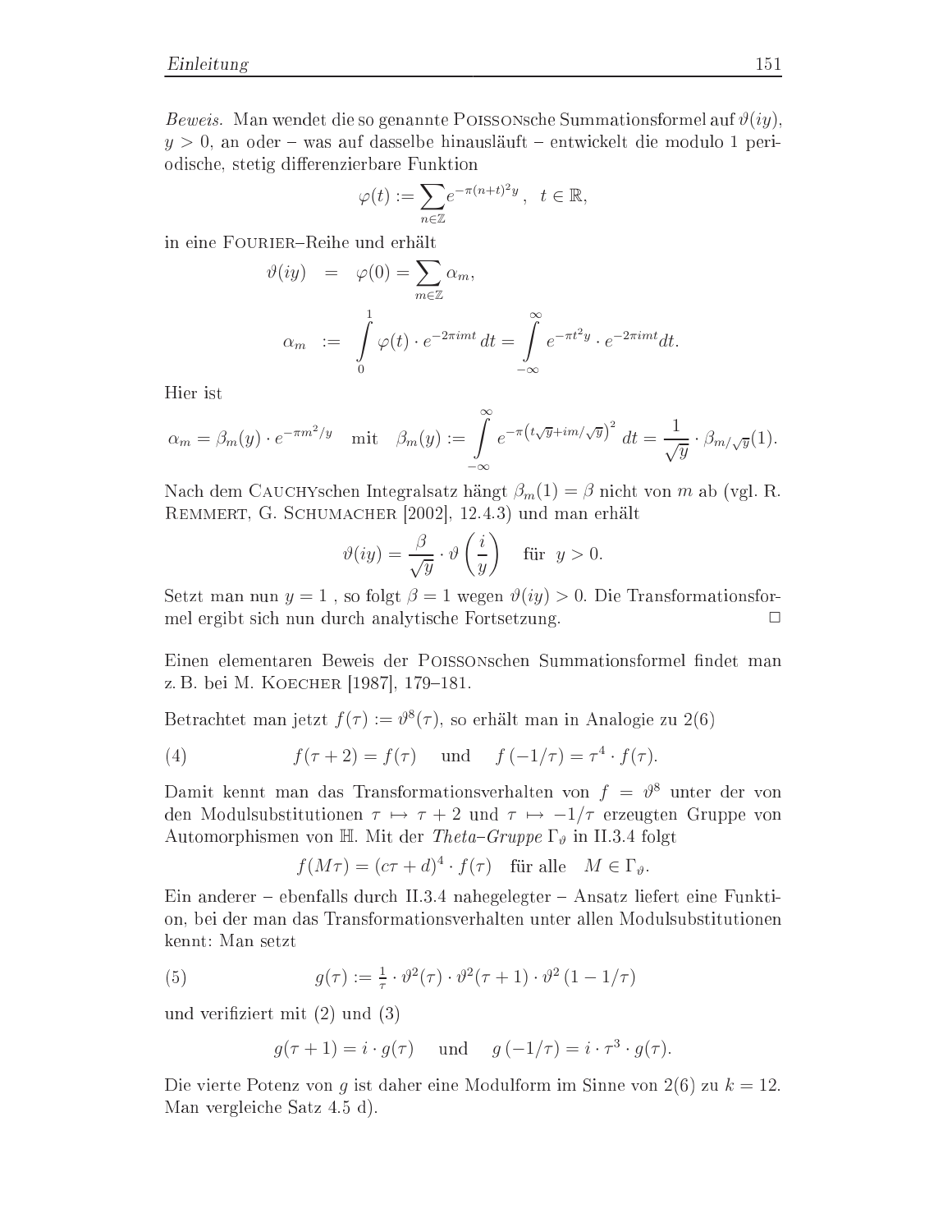*Beweis.* Man wendet die so genannte POISSONsche Summationsformel auf $\vartheta(iy)$, $y > 0$, an oder – was auf dasselbe hinausläuft – entwickelt die modulo 1 periodische, stetig differenzierbare Funktion

$$\varphi(t) := \sum_{n\in\mathbb{Z}} e^{-\pi(n+t)^2 y}, \quad t \in \mathbb{R},$$

in eine FOURIER–Reihe und erhält

$$\begin{aligned} \vartheta(iy) &= \varphi(0) = \sum_{m\in\mathbb{Z}} \alpha_m, \\ \alpha_m &:= \int_0^1 \varphi(t) \cdot e^{-2\pi imt}\, dt = \int_{-\infty}^{\infty} e^{-\pi t^2 y} \cdot e^{-2\pi imt} dt. \end{aligned}$$

Hier ist

$$\alpha_m = \beta_m(y) \cdot e^{-\pi m^2/y} \quad \text{mit} \quad \beta_m(y) := \int_{-\infty}^{\infty} e^{-\pi\left(t\sqrt{y}+im/\sqrt{y}\right)^2}\, dt = \frac{1}{\sqrt{y}} \cdot \beta_{m/\sqrt{y}}(1).$$

Nach dem CAUCHYschen Integralsatz hängt $\beta_m(1) = \beta$ nicht von $m$ ab (vgl. R. REMMERT, G. SCHUMACHER [2002], 12.4.3) und man erhält

$$\vartheta(iy) = \frac{\beta}{\sqrt{y}} \cdot \vartheta\left(\frac{i}{y}\right) \quad \text{für } y > 0.$$

Setzt man nun $y = 1$ , so folgt $\beta = 1$ wegen $\vartheta(iy) > 0$. Die Transformationsformel ergibt sich nun durch analytische Fortsetzung. □

Einen elementaren Beweis der POISSONschen Summationsformel findet man z. B. bei M. KOECHER [1987], 179–181.

Betrachtet man jetzt $f(\tau) := \vartheta^8(\tau)$, so erhält man in Analogie zu 2(6)

$$(4) \qquad f(\tau + 2) = f(\tau) \quad \text{und} \quad f(-1/\tau) = \tau^4 \cdot f(\tau).$$

Damit kennt man das Transformationsverhalten von $f = \vartheta^8$ unter der von den Modulsubstitutionen $\tau \mapsto \tau + 2$ und $\tau \mapsto -1/\tau$ erzeugten Gruppe von Automorphismen von $\mathbb{H}$. Mit der *Theta–Gruppe* $\Gamma_\vartheta$ in II.3.4 folgt

$$f(M\tau) = (c\tau + d)^4 \cdot f(\tau) \quad \text{für alle} \quad M \in \Gamma_\vartheta.$$

Ein anderer – ebenfalls durch II.3.4 nahegelegter – Ansatz liefert eine Funktion, bei der man das Transformationsverhalten unter allen Modulsubstitutionen kennt: Man setzt

$$(5) \qquad g(\tau) := \tfrac{1}{\tau} \cdot \vartheta^2(\tau) \cdot \vartheta^2(\tau + 1) \cdot \vartheta^2(1 - 1/\tau)$$

und verifiziert mit (2) und (3)

$$g(\tau + 1) = i \cdot g(\tau) \quad \text{und} \quad g(-1/\tau) = i \cdot \tau^3 \cdot g(\tau).$$

Die vierte Potenz von $g$ ist daher eine Modulform im Sinne von 2(6) zu $k = 12$. Man vergleiche Satz 4.5 d).